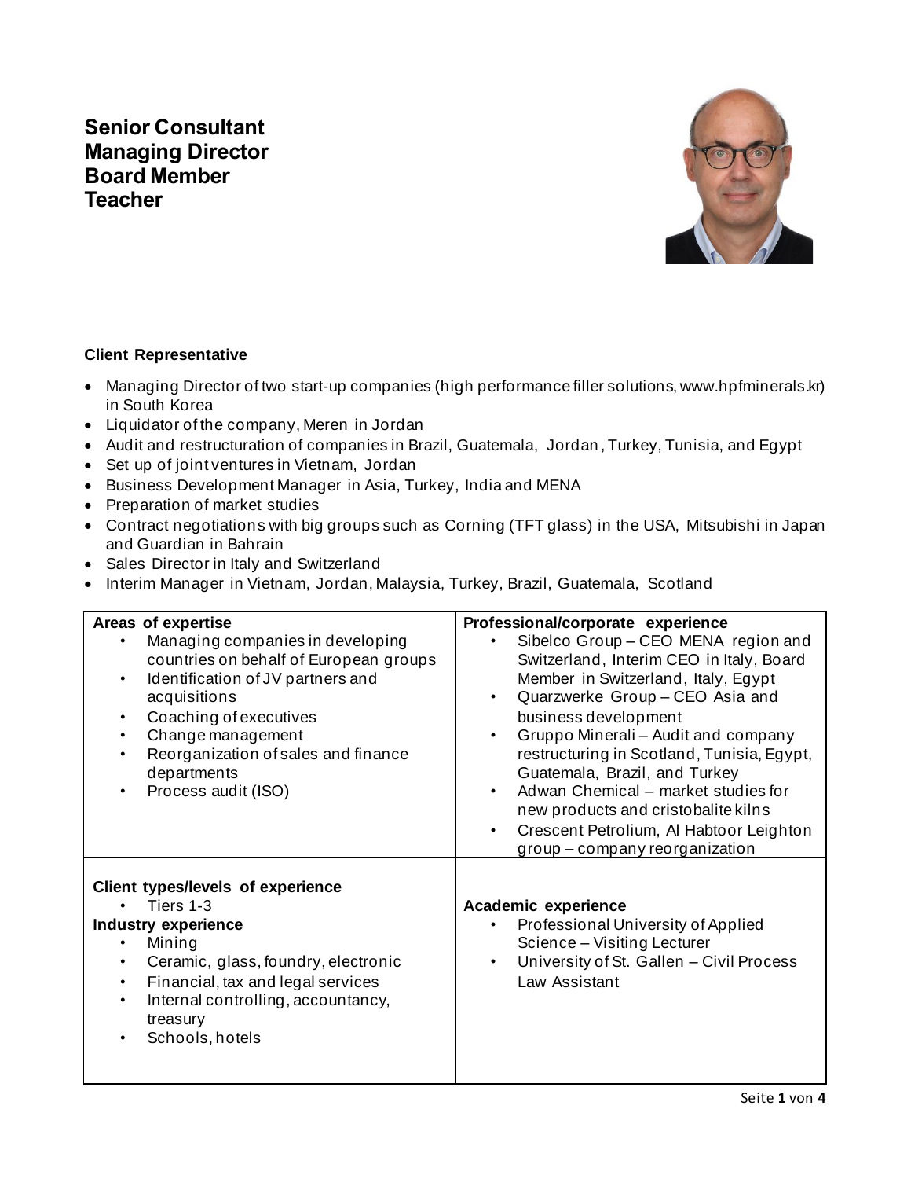**Senior Consultant**
**Managing Director**
**Board Member**
**Teacher**

**Client Representative**

- Managing Director of two start-up companies (high performance filler solutions, www.hpfminerals.kr) in South Korea
- Liquidator of the company, Meren in Jordan
- Audit and restructuration of companies in Brazil, Guatemala, Jordan, Turkey, Tunisia, and Egypt
- Set up of joint ventures in Vietnam, Jordan
- Business Development Manager in Asia, Turkey, India and MENA
- Preparation of market studies
- Contract negotiations with big groups such as Corning (TFT glass) in the USA, Mitsubishi in Japan and Guardian in Bahrain
- Sales Director in Italy and Switzerland
- Interim Manager in Vietnam, Jordan, Malaysia, Turkey, Brazil, Guatemala, Scotland

| **Areas of expertise** | **Professional/corporate experience** |
|---|---|
| • Managing companies in developing countries on behalf of European groups<br>• Identification of JV partners and acquisitions<br>• Coaching of executives<br>• Change management<br>• Reorganization of sales and finance departments<br>• Process audit (ISO) | • Sibelco Group – CEO MENA region and Switzerland, Interim CEO in Italy, Board Member in Switzerland, Italy, Egypt<br>• Quarzwerke Group – CEO Asia and business development<br>• Gruppo Minerali – Audit and company restructuring in Scotland, Tunisia, Egypt, Guatemala, Brazil, and Turkey<br>• Adwan Chemical – market studies for new products and cristobalite kilns<br>• Crescent Petrolium, Al Habtoor Leighton group – company reorganization |
| **Client types/levels of experience**<br>• Tiers 1-3<br>**Industry experience**<br>• Mining<br>• Ceramic, glass, foundry, electronic<br>• Financial, tax and legal services<br>• Internal controlling, accountancy, treasury<br>• Schools, hotels | **Academic experience**<br>• Professional University of Applied Science – Visiting Lecturer<br>• University of St. Gallen – Civil Process Law Assistant |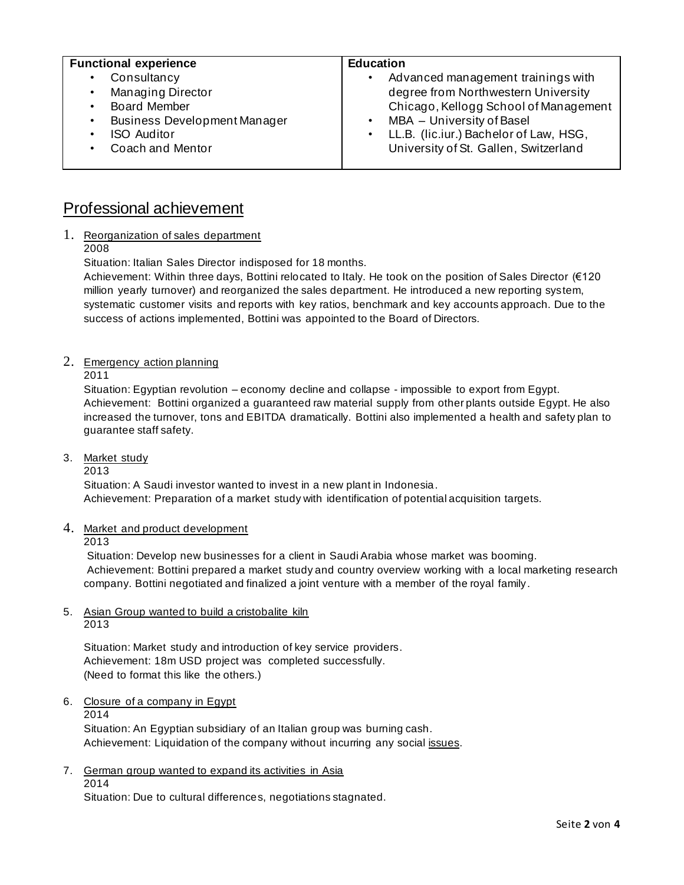| **Functional experience** | **Education** |
| --- | --- |
| • Consultancy<br>• Managing Director<br>• Board Member<br>• Business Development Manager<br>• ISO Auditor<br>• Coach and Mentor | • Advanced management trainings with degree from Northwestern University Chicago, Kellogg School of Management<br>• MBA – University of Basel<br>• LL.B. (lic.iur.) Bachelor of Law, HSG, University of St. Gallen, Switzerland |

## Professional achievement

1. Reorganization of sales department
   2008
   Situation: Italian Sales Director indisposed for 18 months.
   Achievement: Within three days, Bottini relocated to Italy. He took on the position of Sales Director (€120 million yearly turnover) and reorganized the sales department. He introduced a new reporting system, systematic customer visits and reports with key ratios, benchmark and key accounts approach. Due to the success of actions implemented, Bottini was appointed to the Board of Directors.

2. Emergency action planning
   2011
   Situation: Egyptian revolution – economy decline and collapse - impossible to export from Egypt.
   Achievement: Bottini organized a guaranteed raw material supply from other plants outside Egypt. He also increased the turnover, tons and EBITDA dramatically. Bottini also implemented a health and safety plan to guarantee staff safety.

3. Market study
   2013
   Situation: A Saudi investor wanted to invest in a new plant in Indonesia.
   Achievement: Preparation of a market study with identification of potential acquisition targets.

4. Market and product development
   2013
   Situation: Develop new businesses for a client in Saudi Arabia whose market was booming.
   Achievement: Bottini prepared a market study and country overview working with a local marketing research company. Bottini negotiated and finalized a joint venture with a member of the royal family.

5. Asian Group wanted to build a cristobalite kiln
   2013

   Situation: Market study and introduction of key service providers.
   Achievement: 18m USD project was completed successfully.
   (Need to format this like the others.)

6. Closure of a company in Egypt
   2014
   Situation: An Egyptian subsidiary of an Italian group was burning cash.
   Achievement: Liquidation of the company without incurring any social issues.

7. German group wanted to expand its activities in Asia
   2014
   Situation: Due to cultural differences, negotiations stagnated.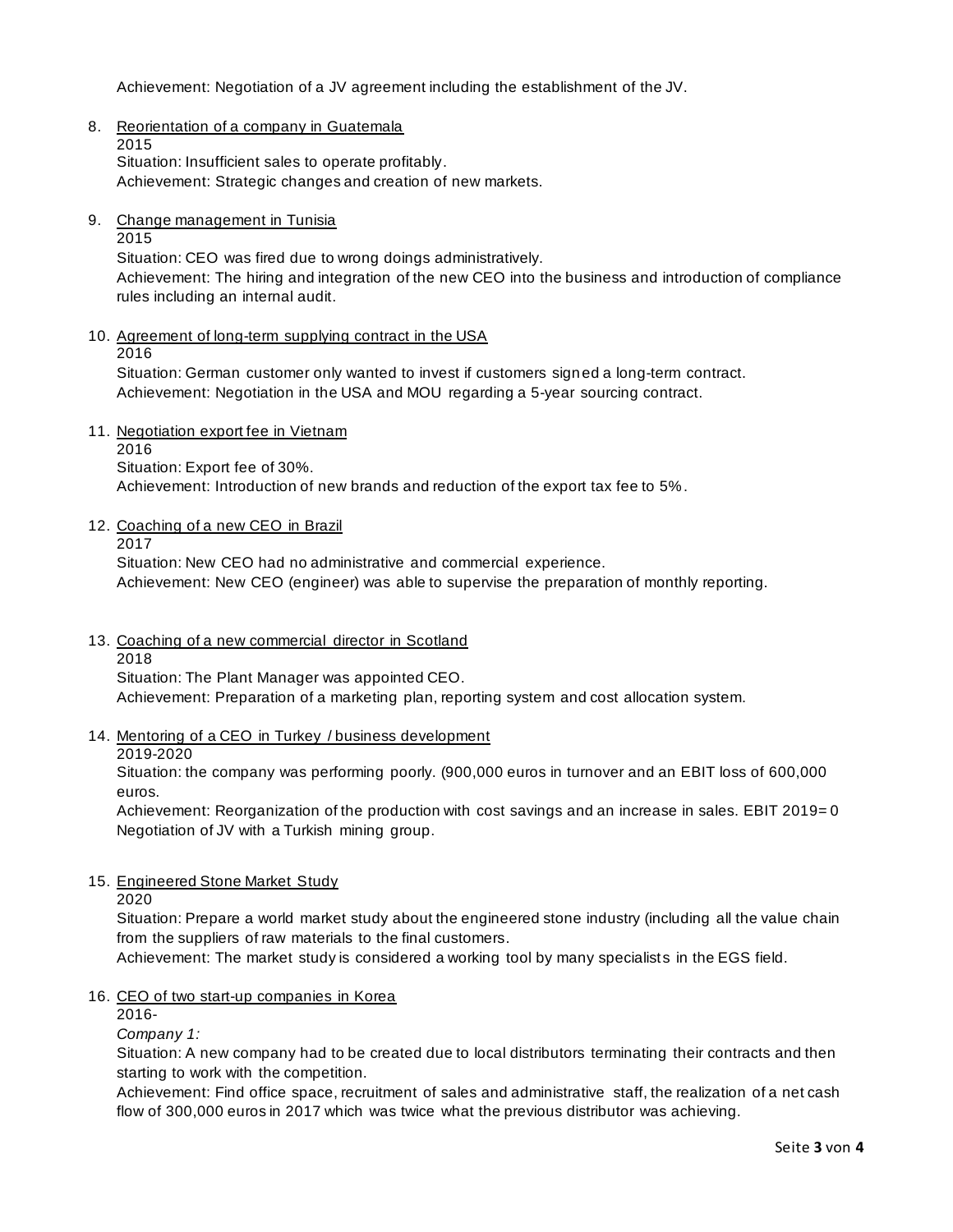Achievement: Negotiation of a JV agreement including the establishment of the JV.

8. <u>Reorientation of a company in Guatemala</u>
   2015
   Situation: Insufficient sales to operate profitably.
   Achievement: Strategic changes and creation of new markets.

9. <u>Change management in Tunisia</u>
   2015
   Situation: CEO was fired due to wrong doings administratively.
   Achievement: The hiring and integration of the new CEO into the business and introduction of compliance rules including an internal audit.

10. <u>Agreement of long-term supplying contract in the USA</u>
    2016
    Situation: German customer only wanted to invest if customers signed a long-term contract.
    Achievement: Negotiation in the USA and MOU regarding a 5-year sourcing contract.

11. <u>Negotiation export fee in Vietnam</u>
    2016
    Situation: Export fee of 30%.
    Achievement: Introduction of new brands and reduction of the export tax fee to 5%.

12. <u>Coaching of a new CEO in Brazil</u>
    2017
    Situation: New CEO had no administrative and commercial experience.
    Achievement: New CEO (engineer) was able to supervise the preparation of monthly reporting.

13. <u>Coaching of a new commercial director in Scotland</u>
    2018
    Situation: The Plant Manager was appointed CEO.
    Achievement: Preparation of a marketing plan, reporting system and cost allocation system.

14. <u>Mentoring of a CEO in Turkey / business development</u>
    2019-2020
    Situation: the company was performing poorly. (900,000 euros in turnover and an EBIT loss of 600,000 euros.
    Achievement: Reorganization of the production with cost savings and an increase in sales. EBIT 2019= 0
    Negotiation of JV with a Turkish mining group.

15. <u>Engineered Stone Market Study</u>
    2020
    Situation: Prepare a world market study about the engineered stone industry (including all the value chain from the suppliers of raw materials to the final customers.
    Achievement: The market study is considered a working tool by many specialists in the EGS field.

16. <u>CEO of two start-up companies in Korea</u>
    2016-
    *Company 1:*
    Situation: A new company had to be created due to local distributors terminating their contracts and then starting to work with the competition.
    Achievement: Find office space, recruitment of sales and administrative staff, the realization of a net cash flow of 300,000 euros in 2017 which was twice what the previous distributor was achieving.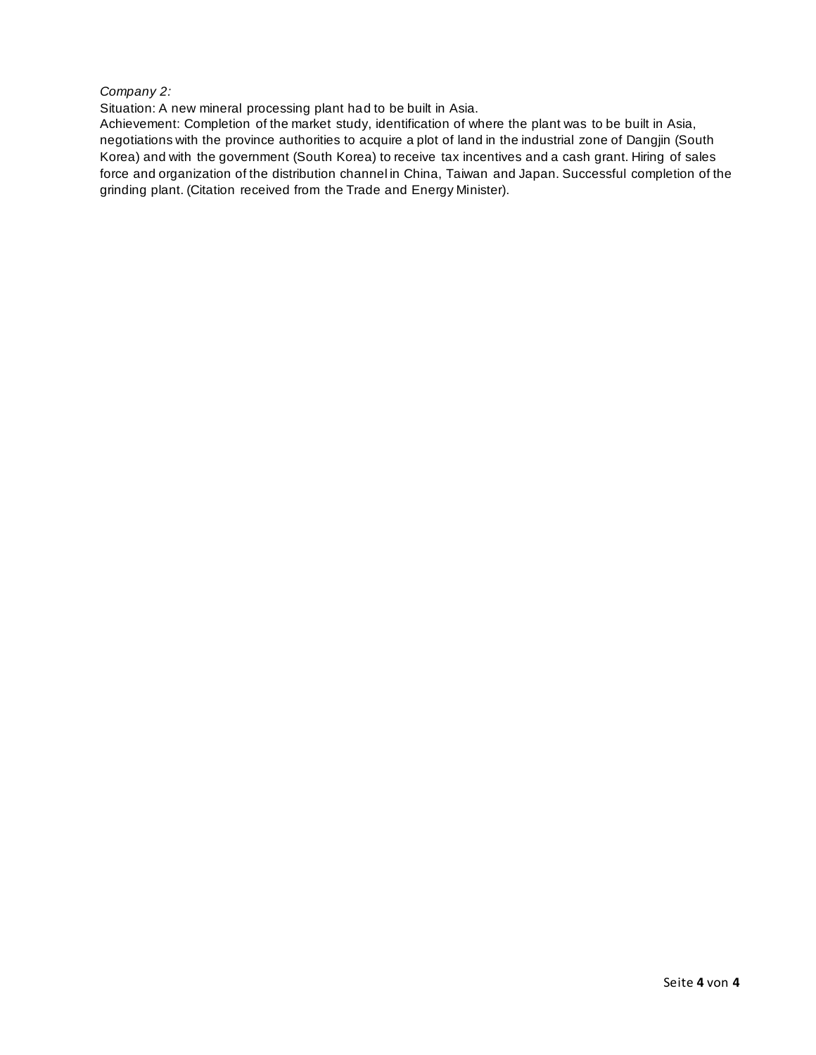*Company 2:*

Situation: A new mineral processing plant had to be built in Asia.

Achievement: Completion of the market study, identification of where the plant was to be built in Asia, negotiations with the province authorities to acquire a plot of land in the industrial zone of Dangjin (South Korea) and with the government (South Korea) to receive tax incentives and a cash grant. Hiring of sales force and organization of the distribution channel in China, Taiwan and Japan. Successful completion of the grinding plant. (Citation received from the Trade and Energy Minister).